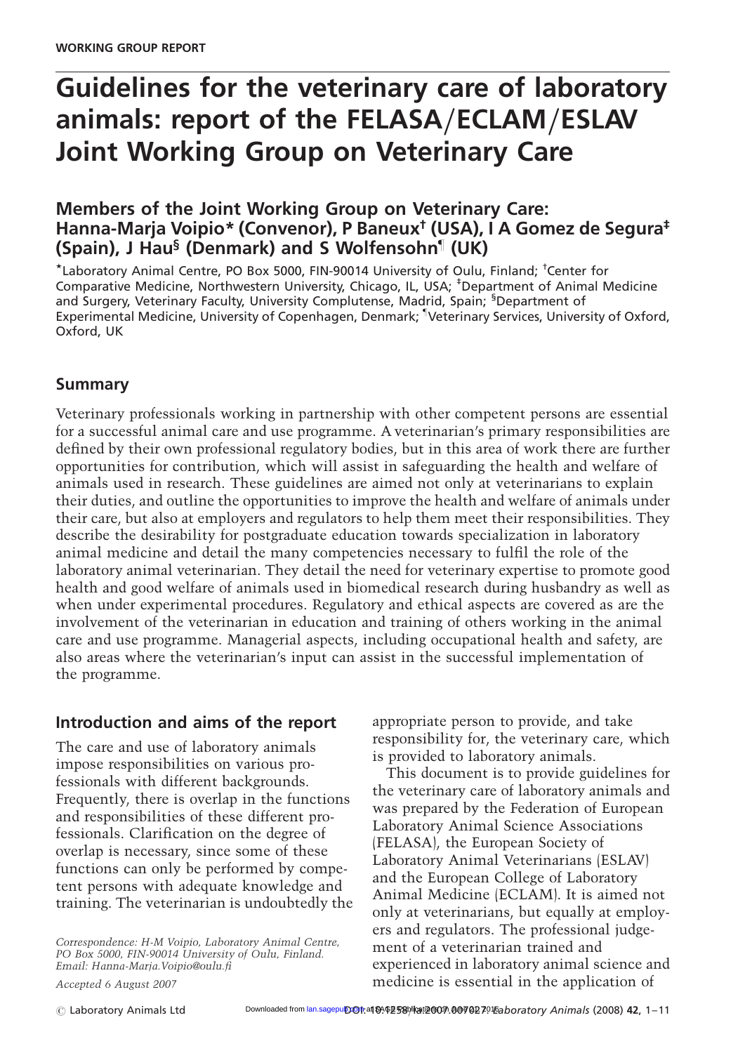**WORKING GROUP REPORT**

# Guidelines for the veterinary care of laboratory animals: report of the FELASA/ECLAM/ESLAV Joint Working Group on Veterinary Care

## Members of the Joint Working Group on Veterinary Care: Hanna-Marja Voipio* (Convenor), P Baneux† (USA), I A Gomez de Segura‡ (Spain), J Hau§ (Denmark) and S Wolfensohn¶ (UK)

*Laboratory Animal Centre, PO Box 5000, FIN-90014 University of Oulu, Finland; †Center for Comparative Medicine, Northwestern University, Chicago, IL, USA; ‡Department of Animal Medicine and Surgery, Veterinary Faculty, University Complutense, Madrid, Spain; §Department of Experimental Medicine, University of Copenhagen, Denmark; ¶Veterinary Services, University of Oxford, Oxford, UK

## Summary

Veterinary professionals working in partnership with other competent persons are essential for a successful animal care and use programme. A veterinarian's primary responsibilities are defined by their own professional regulatory bodies, but in this area of work there are further opportunities for contribution, which will assist in safeguarding the health and welfare of animals used in research. These guidelines are aimed not only at veterinarians to explain their duties, and outline the opportunities to improve the health and welfare of animals under their care, but also at employers and regulators to help them meet their responsibilities. They describe the desirability for postgraduate education towards specialization in laboratory animal medicine and detail the many competencies necessary to fulfil the role of the laboratory animal veterinarian. They detail the need for veterinary expertise to promote good health and good welfare of animals used in biomedical research during husbandry as well as when under experimental procedures. Regulatory and ethical aspects are covered as are the involvement of the veterinarian in education and training of others working in the animal care and use programme. Managerial aspects, including occupational health and safety, are also areas where the veterinarian's input can assist in the successful implementation of the programme.

## Introduction and aims of the report

The care and use of laboratory animals impose responsibilities on various professionals with different backgrounds. Frequently, there is overlap in the functions and responsibilities of these different professionals. Clarification on the degree of overlap is necessary, since some of these functions can only be performed by competent persons with adequate knowledge and training. The veterinarian is undoubtedly the appropriate person to provide, and take responsibility for, the veterinary care, which is provided to laboratory animals.

This document is to provide guidelines for the veterinary care of laboratory animals and was prepared by the Federation of European Laboratory Animal Science Associations (FELASA), the European Society of Laboratory Animal Veterinarians (ESLAV) and the European College of Laboratory Animal Medicine (ECLAM). It is aimed not only at veterinarians, but equally at employers and regulators. The professional judgement of a veterinarian trained and experienced in laboratory animal science and medicine is essential in the application of

*Correspondence: H-M Voipio, Laboratory Animal Centre, PO Box 5000, FIN-90014 University of Oulu, Finland. Email: Hanna-Marja.Voipio@oulu.fi*

*Accepted 6 August 2007*

© Laboratory Animals Ltd DOI: 10.1258/la.2007.007027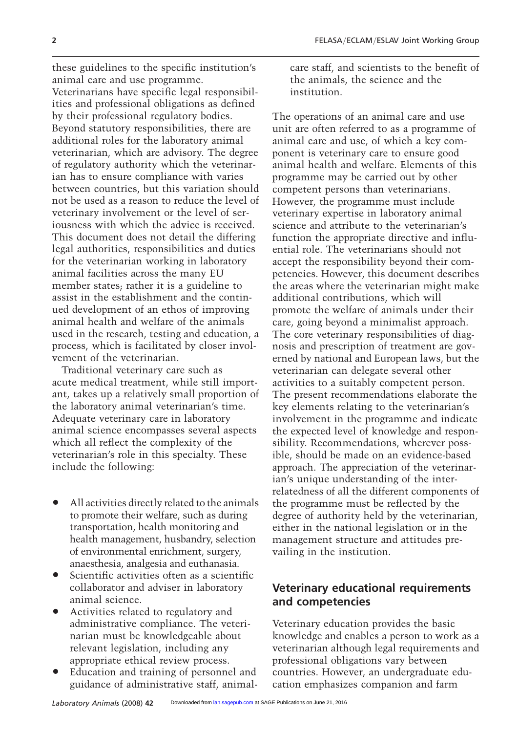these guidelines to the specific institution's animal care and use programme. Veterinarians have specific legal responsibilities and professional obligations as defined by their professional regulatory bodies. Beyond statutory responsibilities, there are additional roles for the laboratory animal veterinarian, which are advisory. The degree of regulatory authority which the veterinarian has to ensure compliance with varies between countries, but this variation should not be used as a reason to reduce the level of veterinary involvement or the level of seriousness with which the advice is received. This document does not detail the differing legal authorities, responsibilities and duties for the veterinarian working in laboratory animal facilities across the many EU member states; rather it is a guideline to assist in the establishment and the continued development of an ethos of improving animal health and welfare of the animals used in the research, testing and education, a process, which is facilitated by closer involvement of the veterinarian.

Traditional veterinary care such as acute medical treatment, while still important, takes up a relatively small proportion of the laboratory animal veterinarian's time. Adequate veterinary care in laboratory animal science encompasses several aspects which all reflect the complexity of the veterinarian's role in this specialty. These include the following:

- All activities directly related to the animals to promote their welfare, such as during transportation, health monitoring and health management, husbandry, selection of environmental enrichment, surgery, anaesthesia, analgesia and euthanasia.
- Scientific activities often as a scientific collaborator and adviser in laboratory animal science.
- Activities related to regulatory and administrative compliance. The veterinarian must be knowledgeable about relevant legislation, including any appropriate ethical review process.
- Education and training of personnel and guidance of administrative staff, animal-care staff, and scientists to the benefit of the animals, the science and the institution.

The operations of an animal care and use unit are often referred to as a programme of animal care and use, of which a key component is veterinary care to ensure good animal health and welfare. Elements of this programme may be carried out by other competent persons than veterinarians. However, the programme must include veterinary expertise in laboratory animal science and attribute to the veterinarian's function the appropriate directive and influential role. The veterinarians should not accept the responsibility beyond their competencies. However, this document describes the areas where the veterinarian might make additional contributions, which will promote the welfare of animals under their care, going beyond a minimalist approach. The core veterinary responsibilities of diagnosis and prescription of treatment are governed by national and European laws, but the veterinarian can delegate several other activities to a suitably competent person. The present recommendations elaborate the key elements relating to the veterinarian's involvement in the programme and indicate the expected level of knowledge and responsibility. Recommendations, wherever possible, should be made on an evidence-based approach. The appreciation of the veterinarian's unique understanding of the inter-relatedness of all the different components of the programme must be reflected by the degree of authority held by the veterinarian, either in the national legislation or in the management structure and attitudes prevailing in the institution.

## Veterinary educational requirements and competencies

Veterinary education provides the basic knowledge and enables a person to work as a veterinarian although legal requirements and professional obligations vary between countries. However, an undergraduate education emphasizes companion and farm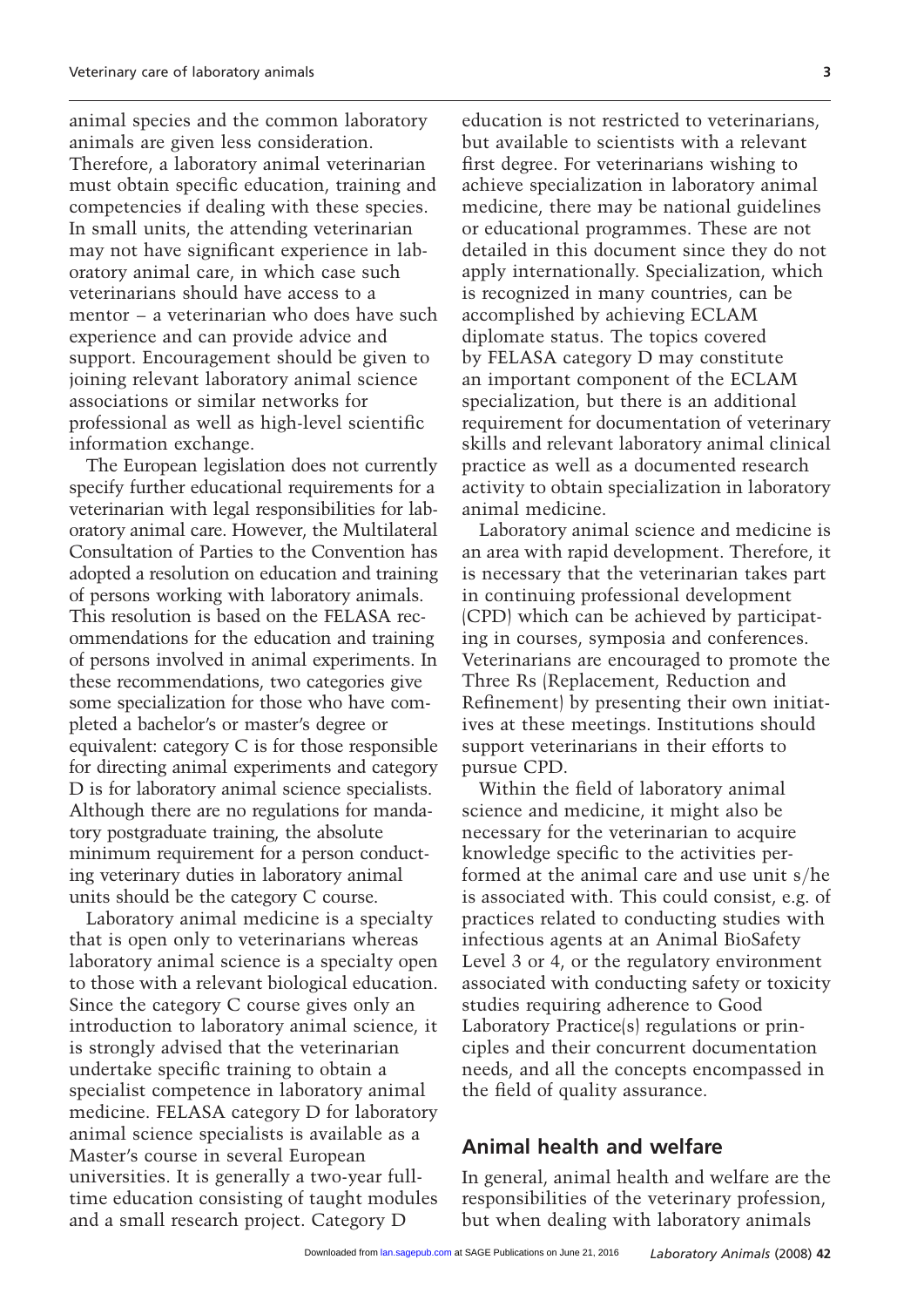animal species and the common laboratory animals are given less consideration. Therefore, a laboratory animal veterinarian must obtain specific education, training and competencies if dealing with these species. In small units, the attending veterinarian may not have significant experience in laboratory animal care, in which case such veterinarians should have access to a mentor – a veterinarian who does have such experience and can provide advice and support. Encouragement should be given to joining relevant laboratory animal science associations or similar networks for professional as well as high-level scientific information exchange.

The European legislation does not currently specify further educational requirements for a veterinarian with legal responsibilities for laboratory animal care. However, the Multilateral Consultation of Parties to the Convention has adopted a resolution on education and training of persons working with laboratory animals. This resolution is based on the FELASA recommendations for the education and training of persons involved in animal experiments. In these recommendations, two categories give some specialization for those who have completed a bachelor's or master's degree or equivalent: category C is for those responsible for directing animal experiments and category D is for laboratory animal science specialists. Although there are no regulations for mandatory postgraduate training, the absolute minimum requirement for a person conducting veterinary duties in laboratory animal units should be the category C course.

Laboratory animal medicine is a specialty that is open only to veterinarians whereas laboratory animal science is a specialty open to those with a relevant biological education. Since the category C course gives only an introduction to laboratory animal science, it is strongly advised that the veterinarian undertake specific training to obtain a specialist competence in laboratory animal medicine. FELASA category D for laboratory animal science specialists is available as a Master's course in several European universities. It is generally a two-year full-time education consisting of taught modules and a small research project. Category D education is not restricted to veterinarians, but available to scientists with a relevant first degree. For veterinarians wishing to achieve specialization in laboratory animal medicine, there may be national guidelines or educational programmes. These are not detailed in this document since they do not apply internationally. Specialization, which is recognized in many countries, can be accomplished by achieving ECLAM diplomate status. The topics covered by FELASA category D may constitute an important component of the ECLAM specialization, but there is an additional requirement for documentation of veterinary skills and relevant laboratory animal clinical practice as well as a documented research activity to obtain specialization in laboratory animal medicine.

Laboratory animal science and medicine is an area with rapid development. Therefore, it is necessary that the veterinarian takes part in continuing professional development (CPD) which can be achieved by participating in courses, symposia and conferences. Veterinarians are encouraged to promote the Three Rs (Replacement, Reduction and Refinement) by presenting their own initiatives at these meetings. Institutions should support veterinarians in their efforts to pursue CPD.

Within the field of laboratory animal science and medicine, it might also be necessary for the veterinarian to acquire knowledge specific to the activities performed at the animal care and use unit s/he is associated with. This could consist, e.g. of practices related to conducting studies with infectious agents at an Animal BioSafety Level 3 or 4, or the regulatory environment associated with conducting safety or toxicity studies requiring adherence to Good Laboratory Practice(s) regulations or principles and their concurrent documentation needs, and all the concepts encompassed in the field of quality assurance.

## Animal health and welfare

In general, animal health and welfare are the responsibilities of the veterinary profession, but when dealing with laboratory animals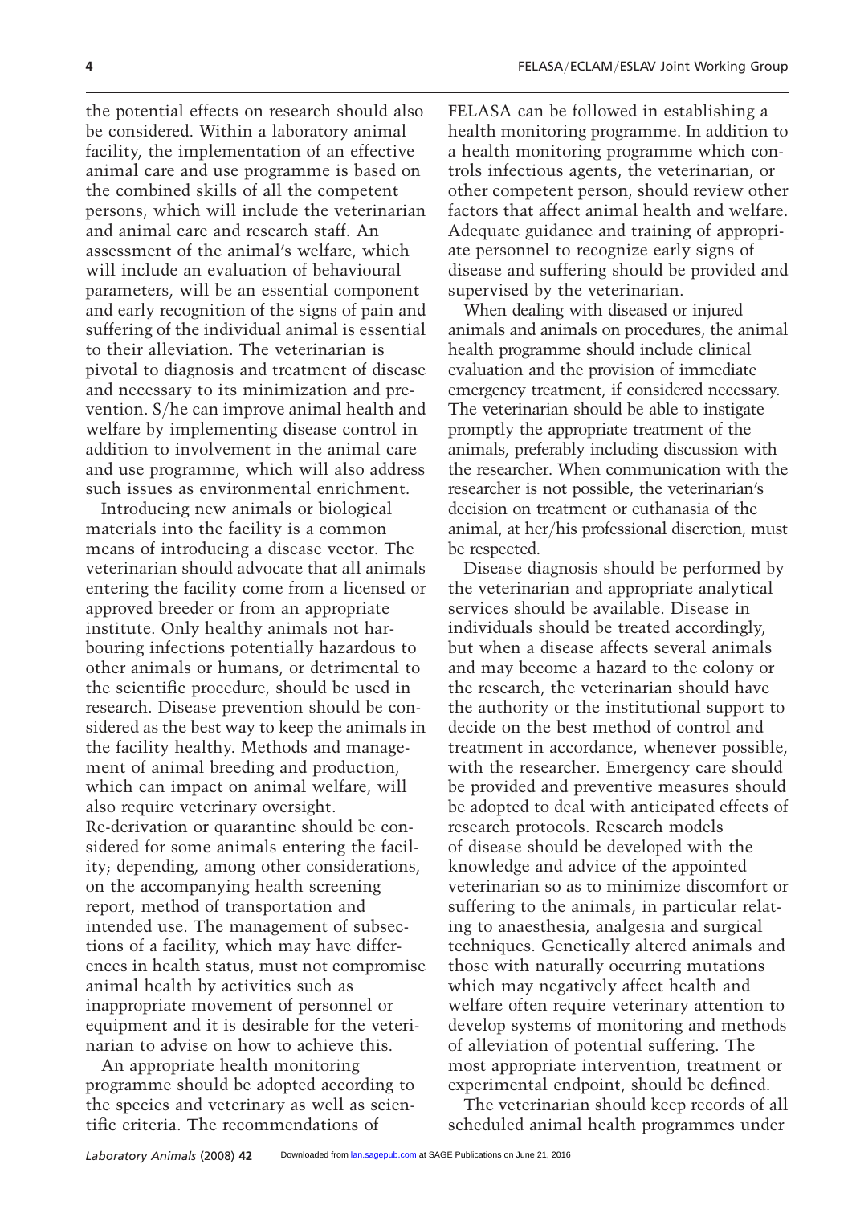the potential effects on research should also be considered. Within a laboratory animal facility, the implementation of an effective animal care and use programme is based on the combined skills of all the competent persons, which will include the veterinarian and animal care and research staff. An assessment of the animal's welfare, which will include an evaluation of behavioural parameters, will be an essential component and early recognition of the signs of pain and suffering of the individual animal is essential to their alleviation. The veterinarian is pivotal to diagnosis and treatment of disease and necessary to its minimization and prevention. S/he can improve animal health and welfare by implementing disease control in addition to involvement in the animal care and use programme, which will also address such issues as environmental enrichment.

Introducing new animals or biological materials into the facility is a common means of introducing a disease vector. The veterinarian should advocate that all animals entering the facility come from a licensed or approved breeder or from an appropriate institute. Only healthy animals not harbouring infections potentially hazardous to other animals or humans, or detrimental to the scientific procedure, should be used in research. Disease prevention should be considered as the best way to keep the animals in the facility healthy. Methods and management of animal breeding and production, which can impact on animal welfare, will also require veterinary oversight. Re-derivation or quarantine should be considered for some animals entering the facility; depending, among other considerations, on the accompanying health screening report, method of transportation and intended use. The management of subsections of a facility, which may have differences in health status, must not compromise animal health by activities such as inappropriate movement of personnel or equipment and it is desirable for the veterinarian to advise on how to achieve this.

An appropriate health monitoring programme should be adopted according to the species and veterinary as well as scientific criteria. The recommendations of FELASA can be followed in establishing a health monitoring programme. In addition to a health monitoring programme which controls infectious agents, the veterinarian, or other competent person, should review other factors that affect animal health and welfare. Adequate guidance and training of appropriate personnel to recognize early signs of disease and suffering should be provided and supervised by the veterinarian.

When dealing with diseased or injured animals and animals on procedures, the animal health programme should include clinical evaluation and the provision of immediate emergency treatment, if considered necessary. The veterinarian should be able to instigate promptly the appropriate treatment of the animals, preferably including discussion with the researcher. When communication with the researcher is not possible, the veterinarian's decision on treatment or euthanasia of the animal, at her/his professional discretion, must be respected.

Disease diagnosis should be performed by the veterinarian and appropriate analytical services should be available. Disease in individuals should be treated accordingly, but when a disease affects several animals and may become a hazard to the colony or the research, the veterinarian should have the authority or the institutional support to decide on the best method of control and treatment in accordance, whenever possible, with the researcher. Emergency care should be provided and preventive measures should be adopted to deal with anticipated effects of research protocols. Research models of disease should be developed with the knowledge and advice of the appointed veterinarian so as to minimize discomfort or suffering to the animals, in particular relating to anaesthesia, analgesia and surgical techniques. Genetically altered animals and those with naturally occurring mutations which may negatively affect health and welfare often require veterinary attention to develop systems of monitoring and methods of alleviation of potential suffering. The most appropriate intervention, treatment or experimental endpoint, should be defined.

The veterinarian should keep records of all scheduled animal health programmes under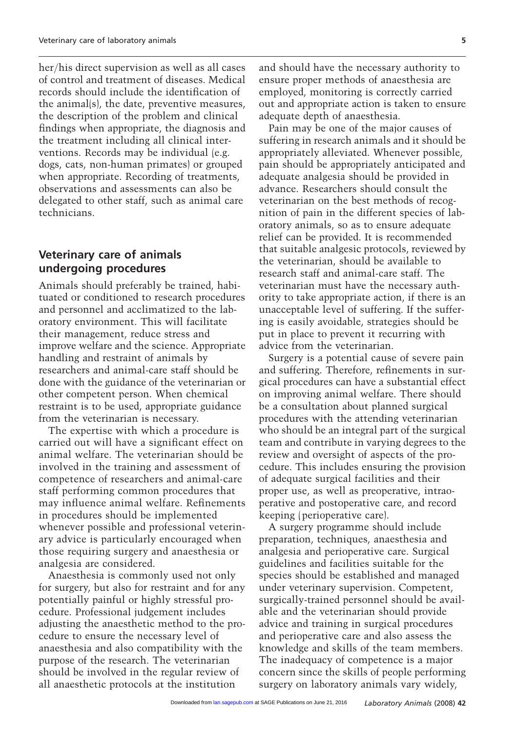her/his direct supervision as well as all cases of control and treatment of diseases. Medical records should include the identification of the animal(s), the date, preventive measures, the description of the problem and clinical findings when appropriate, the diagnosis and the treatment including all clinical interventions. Records may be individual (e.g. dogs, cats, non-human primates) or grouped when appropriate. Recording of treatments, observations and assessments can also be delegated to other staff, such as animal care technicians.

## Veterinary care of animals undergoing procedures

Animals should preferably be trained, habituated or conditioned to research procedures and personnel and acclimatized to the laboratory environment. This will facilitate their management, reduce stress and improve welfare and the science. Appropriate handling and restraint of animals by researchers and animal-care staff should be done with the guidance of the veterinarian or other competent person. When chemical restraint is to be used, appropriate guidance from the veterinarian is necessary.

The expertise with which a procedure is carried out will have a significant effect on animal welfare. The veterinarian should be involved in the training and assessment of competence of researchers and animal-care staff performing common procedures that may influence animal welfare. Refinements in procedures should be implemented whenever possible and professional veterinary advice is particularly encouraged when those requiring surgery and anaesthesia or analgesia are considered.

Anaesthesia is commonly used not only for surgery, but also for restraint and for any potentially painful or highly stressful procedure. Professional judgement includes adjusting the anaesthetic method to the procedure to ensure the necessary level of anaesthesia and also compatibility with the purpose of the research. The veterinarian should be involved in the regular review of all anaesthetic protocols at the institution and should have the necessary authority to ensure proper methods of anaesthesia are employed, monitoring is correctly carried out and appropriate action is taken to ensure adequate depth of anaesthesia.

Pain may be one of the major causes of suffering in research animals and it should be appropriately alleviated. Whenever possible, pain should be appropriately anticipated and adequate analgesia should be provided in advance. Researchers should consult the veterinarian on the best methods of recognition of pain in the different species of laboratory animals, so as to ensure adequate relief can be provided. It is recommended that suitable analgesic protocols, reviewed by the veterinarian, should be available to research staff and animal-care staff. The veterinarian must have the necessary authority to take appropriate action, if there is an unacceptable level of suffering. If the suffering is easily avoidable, strategies should be put in place to prevent it recurring with advice from the veterinarian.

Surgery is a potential cause of severe pain and suffering. Therefore, refinements in surgical procedures can have a substantial effect on improving animal welfare. There should be a consultation about planned surgical procedures with the attending veterinarian who should be an integral part of the surgical team and contribute in varying degrees to the review and oversight of aspects of the procedure. This includes ensuring the provision of adequate surgical facilities and their proper use, as well as preoperative, intraoperative and postoperative care, and record keeping (perioperative care).

A surgery programme should include preparation, techniques, anaesthesia and analgesia and perioperative care. Surgical guidelines and facilities suitable for the species should be established and managed under veterinary supervision. Competent, surgically-trained personnel should be available and the veterinarian should provide advice and training in surgical procedures and perioperative care and also assess the knowledge and skills of the team members. The inadequacy of competence is a major concern since the skills of people performing surgery on laboratory animals vary widely,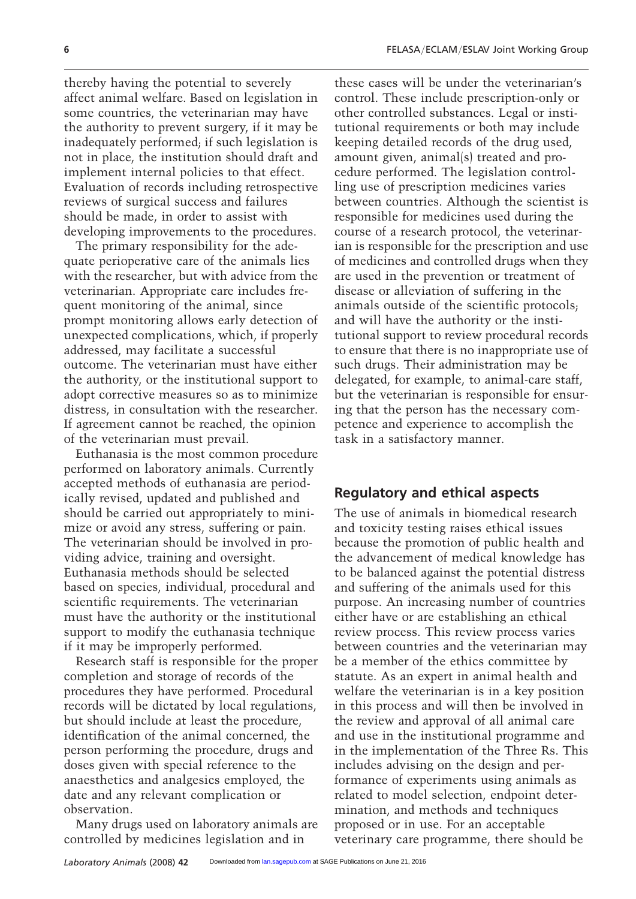thereby having the potential to severely affect animal welfare. Based on legislation in some countries, the veterinarian may have the authority to prevent surgery, if it may be inadequately performed; if such legislation is not in place, the institution should draft and implement internal policies to that effect. Evaluation of records including retrospective reviews of surgical success and failures should be made, in order to assist with developing improvements to the procedures.

The primary responsibility for the adequate perioperative care of the animals lies with the researcher, but with advice from the veterinarian. Appropriate care includes frequent monitoring of the animal, since prompt monitoring allows early detection of unexpected complications, which, if properly addressed, may facilitate a successful outcome. The veterinarian must have either the authority, or the institutional support to adopt corrective measures so as to minimize distress, in consultation with the researcher. If agreement cannot be reached, the opinion of the veterinarian must prevail.

Euthanasia is the most common procedure performed on laboratory animals. Currently accepted methods of euthanasia are periodically revised, updated and published and should be carried out appropriately to minimize or avoid any stress, suffering or pain. The veterinarian should be involved in providing advice, training and oversight. Euthanasia methods should be selected based on species, individual, procedural and scientific requirements. The veterinarian must have the authority or the institutional support to modify the euthanasia technique if it may be improperly performed.

Research staff is responsible for the proper completion and storage of records of the procedures they have performed. Procedural records will be dictated by local regulations, but should include at least the procedure, identification of the animal concerned, the person performing the procedure, drugs and doses given with special reference to the anaesthetics and analgesics employed, the date and any relevant complication or observation.

Many drugs used on laboratory animals are controlled by medicines legislation and in these cases will be under the veterinarian's control. These include prescription-only or other controlled substances. Legal or institutional requirements or both may include keeping detailed records of the drug used, amount given, animal(s) treated and procedure performed. The legislation controlling use of prescription medicines varies between countries. Although the scientist is responsible for medicines used during the course of a research protocol, the veterinarian is responsible for the prescription and use of medicines and controlled drugs when they are used in the prevention or treatment of disease or alleviation of suffering in the animals outside of the scientific protocols; and will have the authority or the institutional support to review procedural records to ensure that there is no inappropriate use of such drugs. Their administration may be delegated, for example, to animal-care staff, but the veterinarian is responsible for ensuring that the person has the necessary competence and experience to accomplish the task in a satisfactory manner.

## Regulatory and ethical aspects

The use of animals in biomedical research and toxicity testing raises ethical issues because the promotion of public health and the advancement of medical knowledge has to be balanced against the potential distress and suffering of the animals used for this purpose. An increasing number of countries either have or are establishing an ethical review process. This review process varies between countries and the veterinarian may be a member of the ethics committee by statute. As an expert in animal health and welfare the veterinarian is in a key position in this process and will then be involved in the review and approval of all animal care and use in the institutional programme and in the implementation of the Three Rs. This includes advising on the design and performance of experiments using animals as related to model selection, endpoint determination, and methods and techniques proposed or in use. For an acceptable veterinary care programme, there should be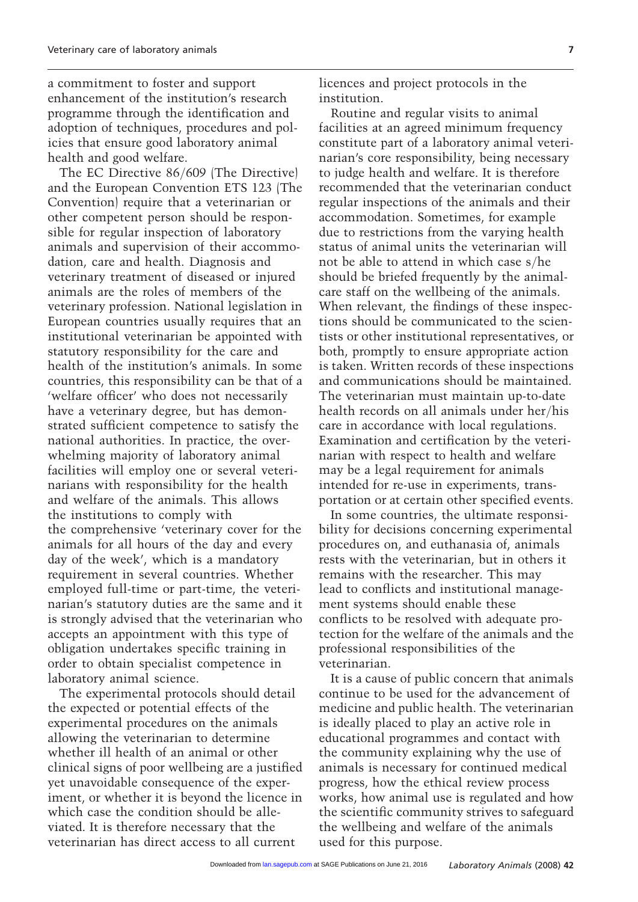a commitment to foster and support enhancement of the institution's research programme through the identification and adoption of techniques, procedures and policies that ensure good laboratory animal health and good welfare.

The EC Directive 86/609 (The Directive) and the European Convention ETS 123 (The Convention) require that a veterinarian or other competent person should be responsible for regular inspection of laboratory animals and supervision of their accommodation, care and health. Diagnosis and veterinary treatment of diseased or injured animals are the roles of members of the veterinary profession. National legislation in European countries usually requires that an institutional veterinarian be appointed with statutory responsibility for the care and health of the institution's animals. In some countries, this responsibility can be that of a 'welfare officer' who does not necessarily have a veterinary degree, but has demonstrated sufficient competence to satisfy the national authorities. In practice, the overwhelming majority of laboratory animal facilities will employ one or several veterinarians with responsibility for the health and welfare of the animals. This allows the institutions to comply with the comprehensive 'veterinary cover for the animals for all hours of the day and every day of the week', which is a mandatory requirement in several countries. Whether employed full-time or part-time, the veterinarian's statutory duties are the same and it is strongly advised that the veterinarian who accepts an appointment with this type of obligation undertakes specific training in order to obtain specialist competence in laboratory animal science.

The experimental protocols should detail the expected or potential effects of the experimental procedures on the animals allowing the veterinarian to determine whether ill health of an animal or other clinical signs of poor wellbeing are a justified yet unavoidable consequence of the experiment, or whether it is beyond the licence in which case the condition should be alleviated. It is therefore necessary that the veterinarian has direct access to all current licences and project protocols in the institution.

Routine and regular visits to animal facilities at an agreed minimum frequency constitute part of a laboratory animal veterinarian's core responsibility, being necessary to judge health and welfare. It is therefore recommended that the veterinarian conduct regular inspections of the animals and their accommodation. Sometimes, for example due to restrictions from the varying health status of animal units the veterinarian will not be able to attend in which case s/he should be briefed frequently by the animal-care staff on the wellbeing of the animals. When relevant, the findings of these inspections should be communicated to the scientists or other institutional representatives, or both, promptly to ensure appropriate action is taken. Written records of these inspections and communications should be maintained. The veterinarian must maintain up-to-date health records on all animals under her/his care in accordance with local regulations. Examination and certification by the veterinarian with respect to health and welfare may be a legal requirement for animals intended for re-use in experiments, transportation or at certain other specified events.

In some countries, the ultimate responsibility for decisions concerning experimental procedures on, and euthanasia of, animals rests with the veterinarian, but in others it remains with the researcher. This may lead to conflicts and institutional management systems should enable these conflicts to be resolved with adequate protection for the welfare of the animals and the professional responsibilities of the veterinarian.

It is a cause of public concern that animals continue to be used for the advancement of medicine and public health. The veterinarian is ideally placed to play an active role in educational programmes and contact with the community explaining why the use of animals is necessary for continued medical progress, how the ethical review process works, how animal use is regulated and how the scientific community strives to safeguard the wellbeing and welfare of the animals used for this purpose.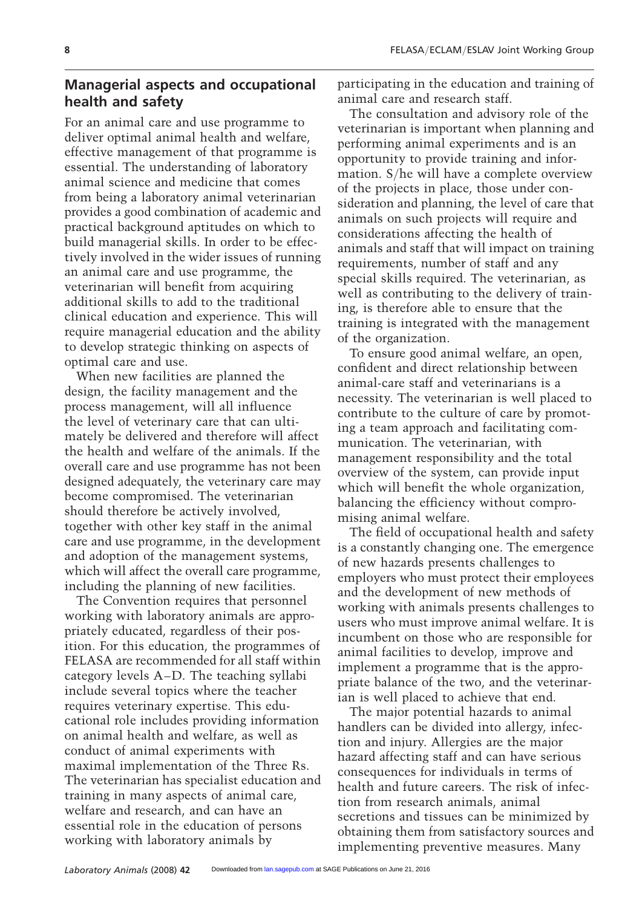## Managerial aspects and occupational health and safety

For an animal care and use programme to deliver optimal animal health and welfare, effective management of that programme is essential. The understanding of laboratory animal science and medicine that comes from being a laboratory animal veterinarian provides a good combination of academic and practical background aptitudes on which to build managerial skills. In order to be effectively involved in the wider issues of running an animal care and use programme, the veterinarian will benefit from acquiring additional skills to add to the traditional clinical education and experience. This will require managerial education and the ability to develop strategic thinking on aspects of optimal care and use.

When new facilities are planned the design, the facility management and the process management, will all influence the level of veterinary care that can ultimately be delivered and therefore will affect the health and welfare of the animals. If the overall care and use programme has not been designed adequately, the veterinary care may become compromised. The veterinarian should therefore be actively involved, together with other key staff in the animal care and use programme, in the development and adoption of the management systems, which will affect the overall care programme, including the planning of new facilities.

The Convention requires that personnel working with laboratory animals are appropriately educated, regardless of their position. For this education, the programmes of FELASA are recommended for all staff within category levels A–D. The teaching syllabi include several topics where the teacher requires veterinary expertise. This educational role includes providing information on animal health and welfare, as well as conduct of animal experiments with maximal implementation of the Three Rs. The veterinarian has specialist education and training in many aspects of animal care, welfare and research, and can have an essential role in the education of persons working with laboratory animals by participating in the education and training of animal care and research staff.

The consultation and advisory role of the veterinarian is important when planning and performing animal experiments and is an opportunity to provide training and information. S/he will have a complete overview of the projects in place, those under consideration and planning, the level of care that animals on such projects will require and considerations affecting the health of animals and staff that will impact on training requirements, number of staff and any special skills required. The veterinarian, as well as contributing to the delivery of training, is therefore able to ensure that the training is integrated with the management of the organization.

To ensure good animal welfare, an open, confident and direct relationship between animal-care staff and veterinarians is a necessity. The veterinarian is well placed to contribute to the culture of care by promoting a team approach and facilitating communication. The veterinarian, with management responsibility and the total overview of the system, can provide input which will benefit the whole organization, balancing the efficiency without compromising animal welfare.

The field of occupational health and safety is a constantly changing one. The emergence of new hazards presents challenges to employers who must protect their employees and the development of new methods of working with animals presents challenges to users who must improve animal welfare. It is incumbent on those who are responsible for animal facilities to develop, improve and implement a programme that is the appropriate balance of the two, and the veterinarian is well placed to achieve that end.

The major potential hazards to animal handlers can be divided into allergy, infection and injury. Allergies are the major hazard affecting staff and can have serious consequences for individuals in terms of health and future careers. The risk of infection from research animals, animal secretions and tissues can be minimized by obtaining them from satisfactory sources and implementing preventive measures. Many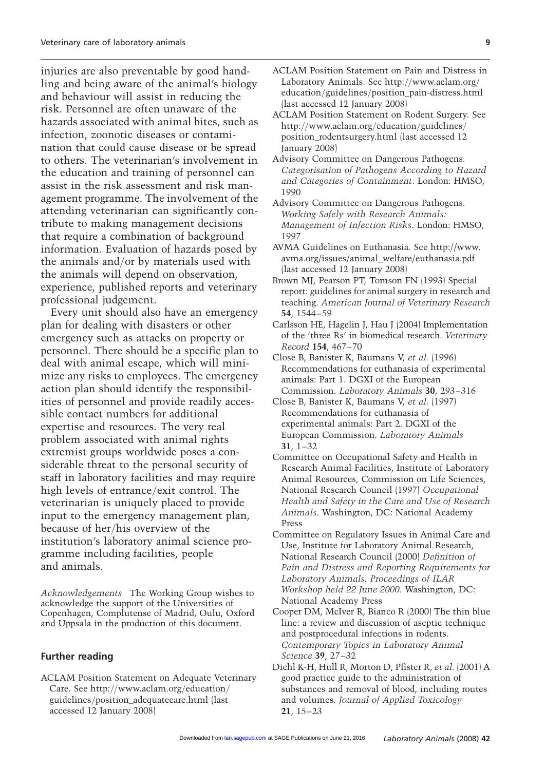injuries are also preventable by good handling and being aware of the animal's biology and behaviour will assist in reducing the risk. Personnel are often unaware of the hazards associated with animal bites, such as infection, zoonotic diseases or contamination that could cause disease or be spread to others. The veterinarian's involvement in the education and training of personnel can assist in the risk assessment and risk management programme. The involvement of the attending veterinarian can significantly contribute to making management decisions that require a combination of background information. Evaluation of hazards posed by the animals and/or by materials used with the animals will depend on observation, experience, published reports and veterinary professional judgement.

Every unit should also have an emergency plan for dealing with disasters or other emergency such as attacks on property or personnel. There should be a specific plan to deal with animal escape, which will minimize any risks to employees. The emergency action plan should identify the responsibilities of personnel and provide readily accessible contact numbers for additional expertise and resources. The very real problem associated with animal rights extremist groups worldwide poses a considerable threat to the personal security of staff in laboratory facilities and may require high levels of entrance/exit control. The veterinarian is uniquely placed to provide input to the emergency management plan, because of her/his overview of the institution's laboratory animal science programme including facilities, people and animals.

*Acknowledgements* The Working Group wishes to acknowledge the support of the Universities of Copenhagen, Complutense of Madrid, Oulu, Oxford and Uppsala in the production of this document.

## Further reading

ACLAM Position Statement on Adequate Veterinary Care. See http://www.aclam.org/education/guidelines/position_adequatecare.html (last accessed 12 January 2008)

ACLAM Position Statement on Pain and Distress in Laboratory Animals. See http://www.aclam.org/education/guidelines/position_pain-distress.html (last accessed 12 January 2008)

ACLAM Position Statement on Rodent Surgery. See http://www.aclam.org/education/guidelines/position_rodentsurgery.html (last accessed 12 January 2008)

Advisory Committee on Dangerous Pathogens. *Categorisation of Pathogens According to Hazard and Categories of Containment*. London: HMSO, 1990

Advisory Committee on Dangerous Pathogens. *Working Safely with Research Animals: Management of Infection Risks*. London: HMSO, 1997

AVMA Guidelines on Euthanasia. See http://www.avma.org/issues/animal_welfare/euthanasia.pdf (last accessed 12 January 2008)

Brown MJ, Pearson PT, Tomson FN (1993) Special report: guidelines for animal surgery in research and teaching. *American Journal of Veterinary Research* **54**, 1544–59

Carlsson HE, Hagelin J, Hau J (2004) Implementation of the 'three Rs' in biomedical research. *Veterinary Record* **154**, 467–70

Close B, Banister K, Baumans V, *et al.* (1996) Recommendations for euthanasia of experimental animals: Part 1. DGXI of the European Commission. *Laboratory Animals* **30**, 293–316

Close B, Banister K, Baumans V, *et al.* (1997) Recommendations for euthanasia of experimental animals: Part 2. DGXI of the European Commission. *Laboratory Animals* **31**, 1–32

Committee on Occupational Safety and Health in Research Animal Facilities, Institute of Laboratory Animal Resources, Commission on Life Sciences, National Research Council (1997) *Occupational Health and Safety in the Care and Use of Research Animals*. Washington, DC: National Academy Press

Committee on Regulatory Issues in Animal Care and Use, Institute for Laboratory Animal Research, National Research Council (2000) *Definition of Pain and Distress and Reporting Requirements for Laboratory Animals. Proceedings of ILAR Workshop held 22 June 2000*. Washington, DC: National Academy Press

Cooper DM, McIver R, Bianco R (2000) The thin blue line: a review and discussion of aseptic technique and postprocedural infections in rodents. *Contemporary Topics in Laboratory Animal Science* **39**, 27–32

Diehl K-H, Hull R, Morton D, Pfister R, *et al.* (2001) A good practice guide to the administration of substances and removal of blood, including routes and volumes. *Journal of Applied Toxicology* **21**, 15–23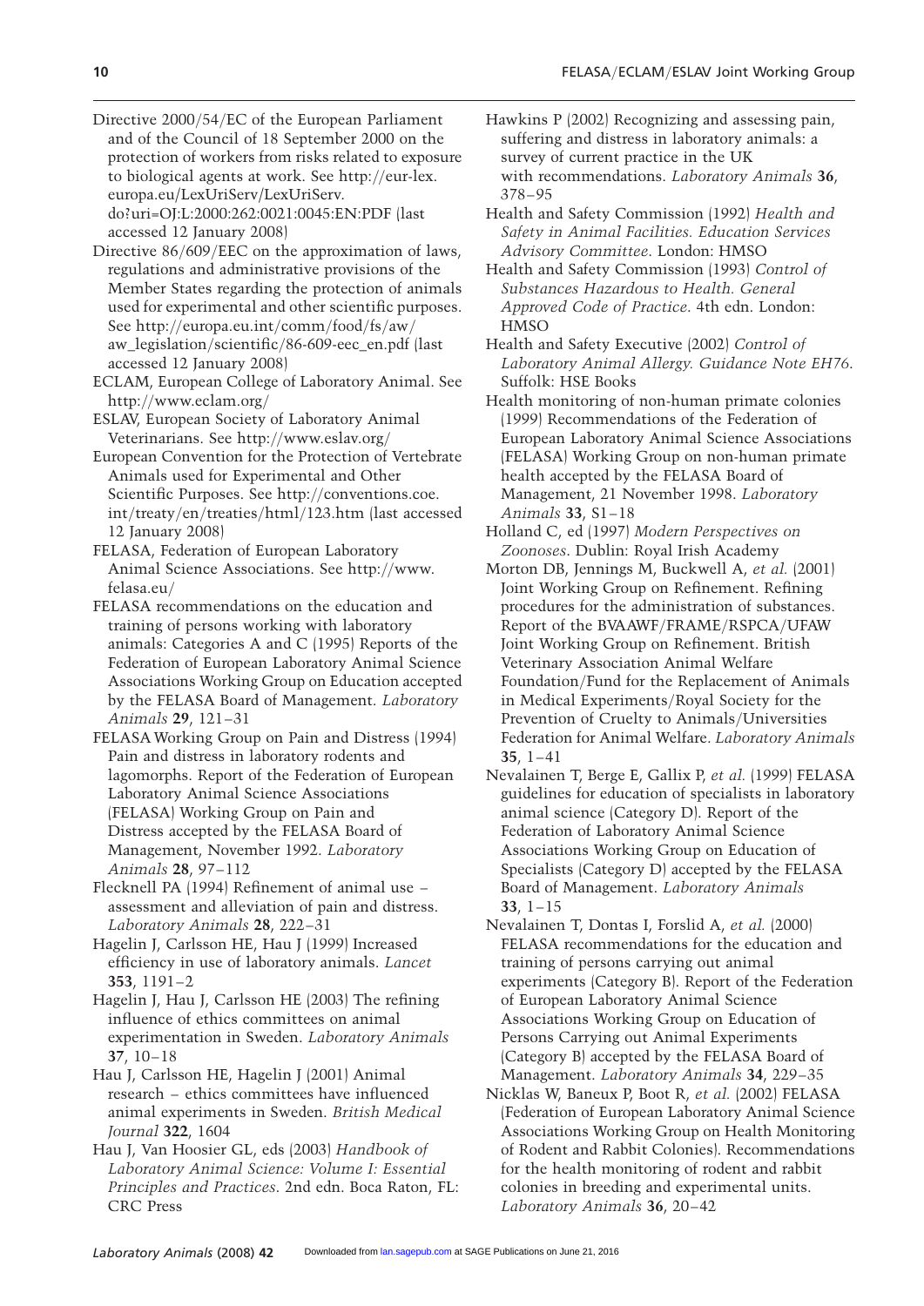Directive 2000/54/EC of the European Parliament and of the Council of 18 September 2000 on the protection of workers from risks related to exposure to biological agents at work. See http://eur-lex.europa.eu/LexUriServ/LexUriServ.do?uri=OJ:L:2000:262:0021:0045:EN:PDF (last accessed 12 January 2008)

Directive 86/609/EEC on the approximation of laws, regulations and administrative provisions of the Member States regarding the protection of animals used for experimental and other scientific purposes. See http://europa.eu.int/comm/food/fs/aw/aw_legislation/scientific/86-609-eec_en.pdf (last accessed 12 January 2008)

ECLAM, European College of Laboratory Animal. See http://www.eclam.org/

ESLAV, European Society of Laboratory Animal Veterinarians. See http://www.eslav.org/

European Convention for the Protection of Vertebrate Animals used for Experimental and Other Scientific Purposes. See http://conventions.coe.int/treaty/en/treaties/html/123.htm (last accessed 12 January 2008)

FELASA, Federation of European Laboratory Animal Science Associations. See http://www.felasa.eu/

FELASA recommendations on the education and training of persons working with laboratory animals: Categories A and C (1995) Reports of the Federation of European Laboratory Animal Science Associations Working Group on Education accepted by the FELASA Board of Management. *Laboratory Animals* **29**, 121–31

FELASA Working Group on Pain and Distress (1994) Pain and distress in laboratory rodents and lagomorphs. Report of the Federation of European Laboratory Animal Science Associations (FELASA) Working Group on Pain and Distress accepted by the FELASA Board of Management, November 1992. *Laboratory Animals* **28**, 97–112

Flecknell PA (1994) Refinement of animal use – assessment and alleviation of pain and distress. *Laboratory Animals* **28**, 222–31

Hagelin J, Carlsson HE, Hau J (1999) Increased efficiency in use of laboratory animals. *Lancet* **353**, 1191–2

Hagelin J, Hau J, Carlsson HE (2003) The refining influence of ethics committees on animal experimentation in Sweden. *Laboratory Animals* **37**, 10–18

Hau J, Carlsson HE, Hagelin J (2001) Animal research – ethics committees have influenced animal experiments in Sweden. *British Medical Journal* **322**, 1604

Hau J, Van Hoosier GL, eds (2003) *Handbook of Laboratory Animal Science: Volume I: Essential Principles and Practices*. 2nd edn. Boca Raton, FL: CRC Press

Hawkins P (2002) Recognizing and assessing pain, suffering and distress in laboratory animals: a survey of current practice in the UK with recommendations. *Laboratory Animals* **36**, 378–95

Health and Safety Commission (1992) *Health and Safety in Animal Facilities. Education Services Advisory Committee*. London: HMSO

Health and Safety Commission (1993) *Control of Substances Hazardous to Health. General Approved Code of Practice*. 4th edn. London: HMSO

Health and Safety Executive (2002) *Control of Laboratory Animal Allergy. Guidance Note EH76*. Suffolk: HSE Books

Health monitoring of non-human primate colonies (1999) Recommendations of the Federation of European Laboratory Animal Science Associations (FELASA) Working Group on non-human primate health accepted by the FELASA Board of Management, 21 November 1998. *Laboratory Animals* **33**, S1–18

Holland C, ed (1997) *Modern Perspectives on Zoonoses*. Dublin: Royal Irish Academy

Morton DB, Jennings M, Buckwell A, *et al.* (2001) Joint Working Group on Refinement. Refining procedures for the administration of substances. Report of the BVAAWF/FRAME/RSPCA/UFAW Joint Working Group on Refinement. British Veterinary Association Animal Welfare Foundation/Fund for the Replacement of Animals in Medical Experiments/Royal Society for the Prevention of Cruelty to Animals/Universities Federation for Animal Welfare. *Laboratory Animals* **35**, 1–41

Nevalainen T, Berge E, Gallix P, *et al.* (1999) FELASA guidelines for education of specialists in laboratory animal science (Category D). Report of the Federation of Laboratory Animal Science Associations Working Group on Education of Specialists (Category D) accepted by the FELASA Board of Management. *Laboratory Animals* **33**, 1–15

Nevalainen T, Dontas I, Forslid A, *et al.* (2000) FELASA recommendations for the education and training of persons carrying out animal experiments (Category B). Report of the Federation of European Laboratory Animal Science Associations Working Group on Education of Persons Carrying out Animal Experiments (Category B) accepted by the FELASA Board of Management. *Laboratory Animals* **34**, 229–35

Nicklas W, Baneux P, Boot R, *et al.* (2002) FELASA (Federation of European Laboratory Animal Science Associations Working Group on Health Monitoring of Rodent and Rabbit Colonies). Recommendations for the health monitoring of rodent and rabbit colonies in breeding and experimental units. *Laboratory Animals* **36**, 20–42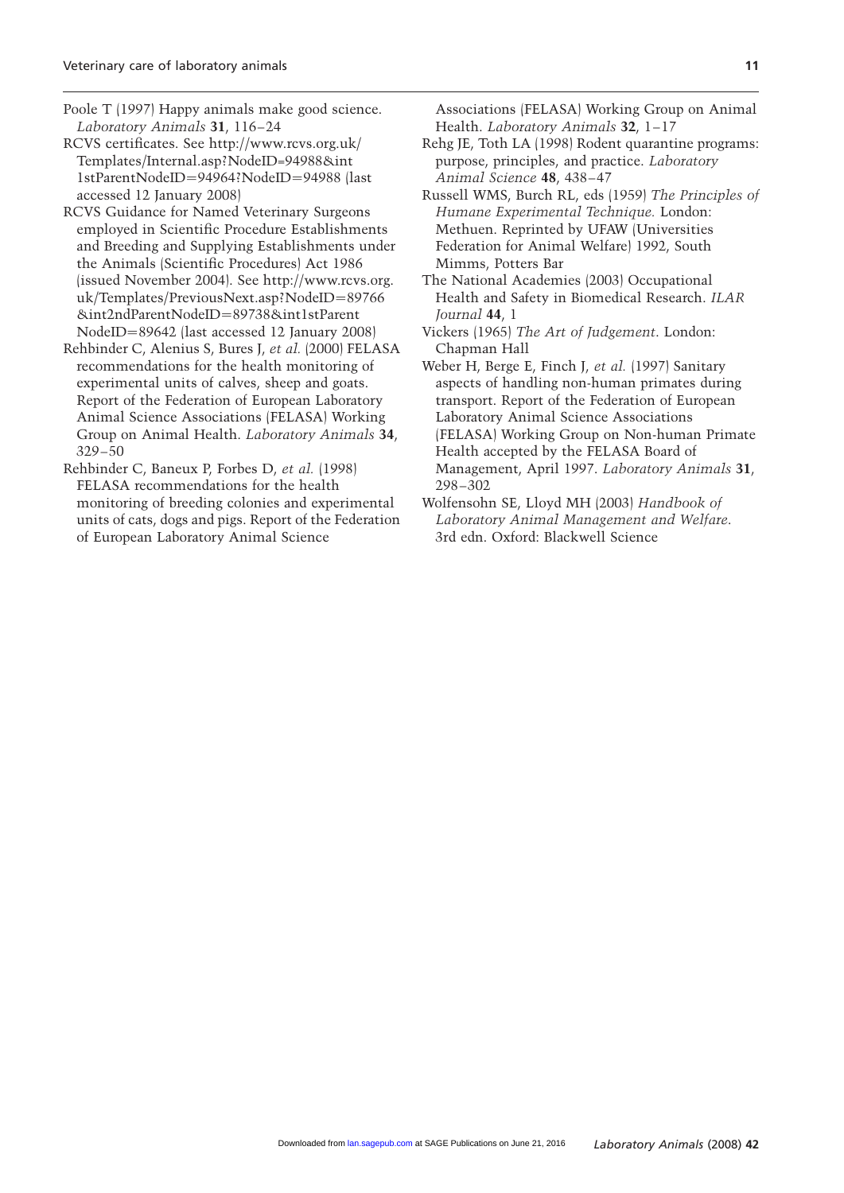Poole T (1997) Happy animals make good science. *Laboratory Animals* **31**, 116–24

RCVS certificates. See http://www.rcvs.org.uk/Templates/Internal.asp?NodeID=94988&int1stParentNodeID=94964?NodeID=94988 (last accessed 12 January 2008)

RCVS Guidance for Named Veterinary Surgeons employed in Scientific Procedure Establishments and Breeding and Supplying Establishments under the Animals (Scientific Procedures) Act 1986 (issued November 2004). See http://www.rcvs.org.uk/Templates/PreviousNext.asp?NodeID=89766&int2ndParentNodeID=89738&int1stParentNodeID=89642 (last accessed 12 January 2008)

Rehbinder C, Alenius S, Bures J, *et al.* (2000) FELASA recommendations for the health monitoring of experimental units of calves, sheep and goats. Report of the Federation of European Laboratory Animal Science Associations (FELASA) Working Group on Animal Health. *Laboratory Animals* **34**, 329–50

Rehbinder C, Baneux P, Forbes D, *et al.* (1998) FELASA recommendations for the health monitoring of breeding colonies and experimental units of cats, dogs and pigs. Report of the Federation of European Laboratory Animal Science Associations (FELASA) Working Group on Animal Health. *Laboratory Animals* **32**, 1–17

Rehg JE, Toth LA (1998) Rodent quarantine programs: purpose, principles, and practice. *Laboratory Animal Science* **48**, 438–47

Russell WMS, Burch RL, eds (1959) *The Principles of Humane Experimental Technique.* London: Methuen. Reprinted by UFAW (Universities Federation for Animal Welfare) 1992, South Mimms, Potters Bar

The National Academies (2003) Occupational Health and Safety in Biomedical Research. *ILAR Journal* **44**, 1

Vickers (1965) *The Art of Judgement*. London: Chapman Hall

Weber H, Berge E, Finch J, *et al.* (1997) Sanitary aspects of handling non-human primates during transport. Report of the Federation of European Laboratory Animal Science Associations (FELASA) Working Group on Non-human Primate Health accepted by the FELASA Board of Management, April 1997. *Laboratory Animals* **31**, 298–302

Wolfensohn SE, Lloyd MH (2003) *Handbook of Laboratory Animal Management and Welfare*. 3rd edn. Oxford: Blackwell Science